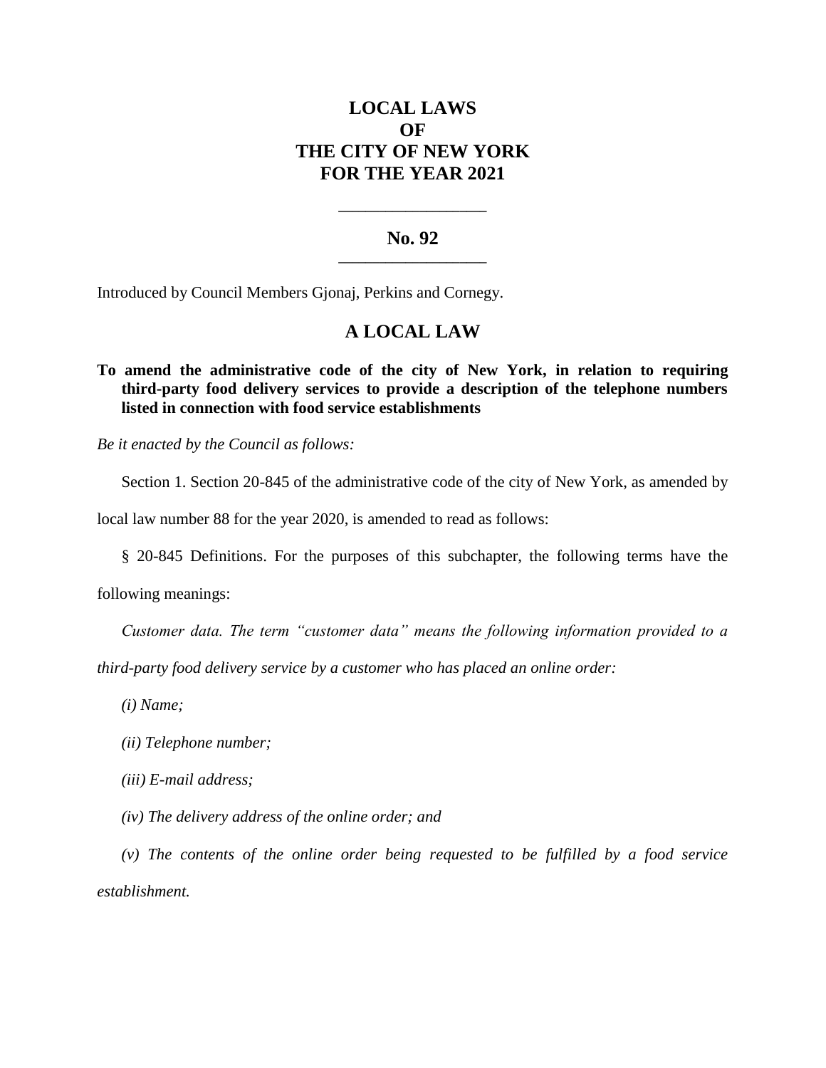# LOCAL LAWS
# OF
# THE CITY OF NEW YORK
# FOR THE YEAR 2021

---

## No. 92

---

Introduced by Council Members Gjonaj, Perkins and Cornegy.

## A LOCAL LAW

**To amend the administrative code of the city of New York, in relation to requiring third-party food delivery services to provide a description of the telephone numbers listed in connection with food service establishments**

*Be it enacted by the Council as follows:*

Section 1. Section 20-845 of the administrative code of the city of New York, as amended by local law number 88 for the year 2020, is amended to read as follows:

§ 20-845 Definitions. For the purposes of this subchapter, the following terms have the following meanings:

*Customer data. The term "customer data" means the following information provided to a third-party food delivery service by a customer who has placed an online order:*

*(i) Name;*

*(ii) Telephone number;*

*(iii) E-mail address;*

*(iv) The delivery address of the online order; and*

*(v) The contents of the online order being requested to be fulfilled by a food service establishment.*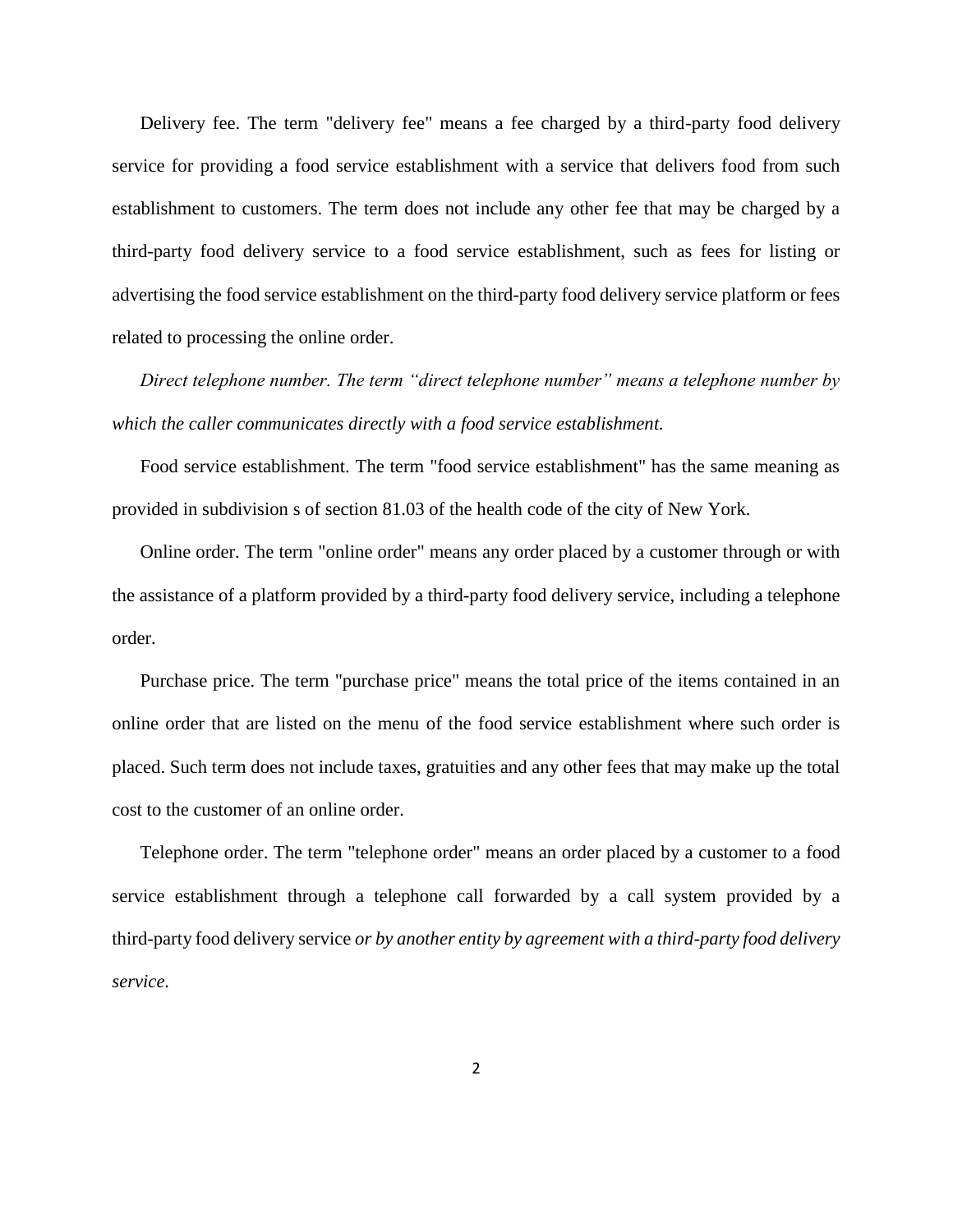Delivery fee. The term "delivery fee" means a fee charged by a third-party food delivery service for providing a food service establishment with a service that delivers food from such establishment to customers. The term does not include any other fee that may be charged by a third-party food delivery service to a food service establishment, such as fees for listing or advertising the food service establishment on the third-party food delivery service platform or fees related to processing the online order.

*Direct telephone number. The term "direct telephone number" means a telephone number by which the caller communicates directly with a food service establishment.*

Food service establishment. The term "food service establishment" has the same meaning as provided in subdivision s of section 81.03 of the health code of the city of New York.

Online order. The term "online order" means any order placed by a customer through or with the assistance of a platform provided by a third-party food delivery service, including a telephone order.

Purchase price. The term "purchase price" means the total price of the items contained in an online order that are listed on the menu of the food service establishment where such order is placed. Such term does not include taxes, gratuities and any other fees that may make up the total cost to the customer of an online order.

Telephone order. The term "telephone order" means an order placed by a customer to a food service establishment through a telephone call forwarded by a call system provided by a third-party food delivery service *or by another entity by agreement with a third-party food delivery service*.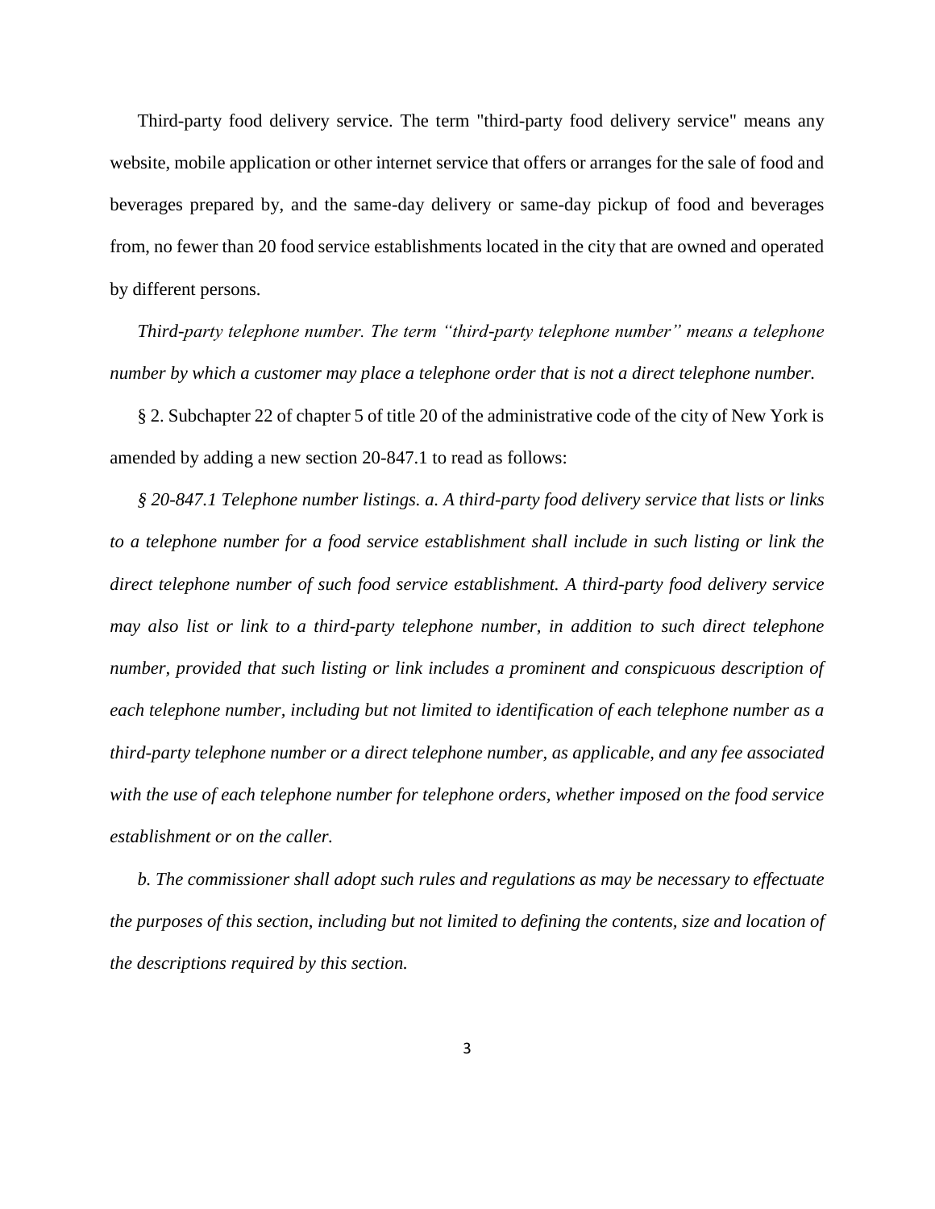Third-party food delivery service. The term "third-party food delivery service" means any website, mobile application or other internet service that offers or arranges for the sale of food and beverages prepared by, and the same-day delivery or same-day pickup of food and beverages from, no fewer than 20 food service establishments located in the city that are owned and operated by different persons.

*Third-party telephone number. The term "third-party telephone number" means a telephone number by which a customer may place a telephone order that is not a direct telephone number.*

§ 2. Subchapter 22 of chapter 5 of title 20 of the administrative code of the city of New York is amended by adding a new section 20-847.1 to read as follows:

*§ 20-847.1 Telephone number listings. a. A third-party food delivery service that lists or links to a telephone number for a food service establishment shall include in such listing or link the direct telephone number of such food service establishment. A third-party food delivery service may also list or link to a third-party telephone number, in addition to such direct telephone number, provided that such listing or link includes a prominent and conspicuous description of each telephone number, including but not limited to identification of each telephone number as a third-party telephone number or a direct telephone number, as applicable, and any fee associated with the use of each telephone number for telephone orders, whether imposed on the food service establishment or on the caller.*

*b. The commissioner shall adopt such rules and regulations as may be necessary to effectuate the purposes of this section, including but not limited to defining the contents, size and location of the descriptions required by this section.*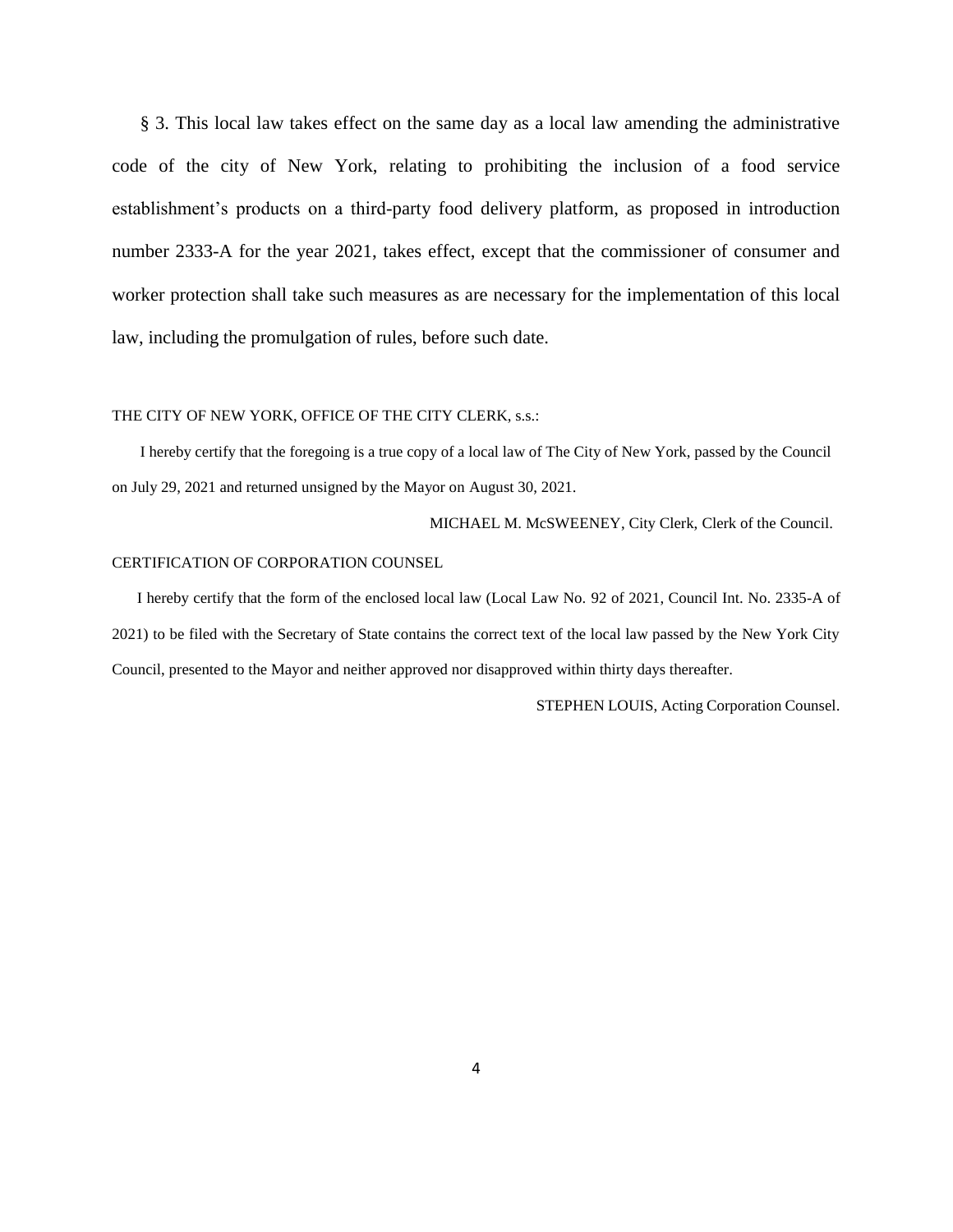§ 3. This local law takes effect on the same day as a local law amending the administrative code of the city of New York, relating to prohibiting the inclusion of a food service establishment's products on a third-party food delivery platform, as proposed in introduction number 2333-A for the year 2021, takes effect, except that the commissioner of consumer and worker protection shall take such measures as are necessary for the implementation of this local law, including the promulgation of rules, before such date.

THE CITY OF NEW YORK, OFFICE OF THE CITY CLERK, s.s.:

I hereby certify that the foregoing is a true copy of a local law of The City of New York, passed by the Council on July 29, 2021 and returned unsigned by the Mayor on August 30, 2021.

MICHAEL M. McSWEENEY, City Clerk, Clerk of the Council.

CERTIFICATION OF CORPORATION COUNSEL

I hereby certify that the form of the enclosed local law (Local Law No. 92 of 2021, Council Int. No. 2335-A of 2021) to be filed with the Secretary of State contains the correct text of the local law passed by the New York City Council, presented to the Mayor and neither approved nor disapproved within thirty days thereafter.

STEPHEN LOUIS, Acting Corporation Counsel.